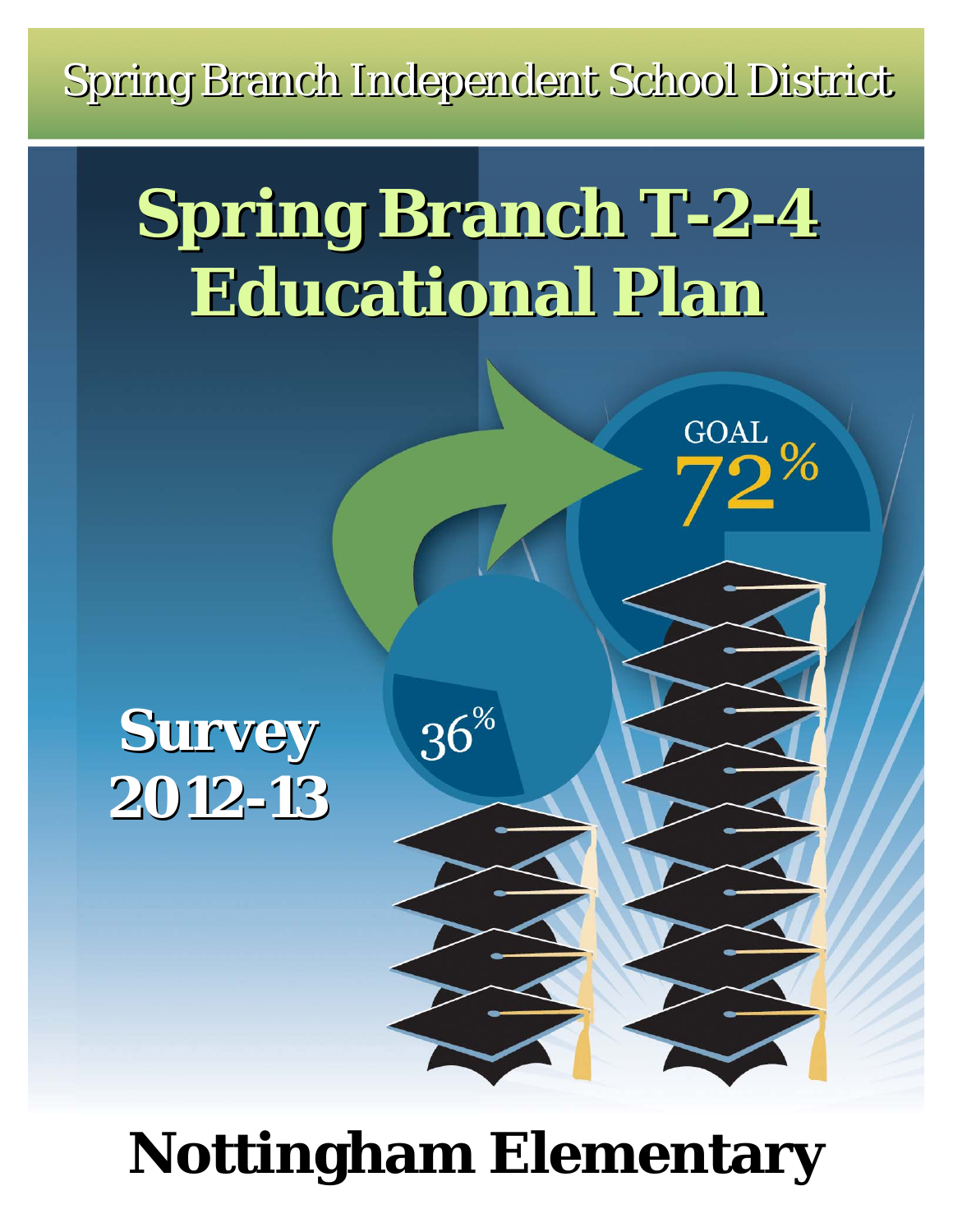Spring Branch Independent School District

# Spring Branch T-2-4 Educational Plan

GOAL 72%

36%

## Survey 2012-13

# Nottingham Elementary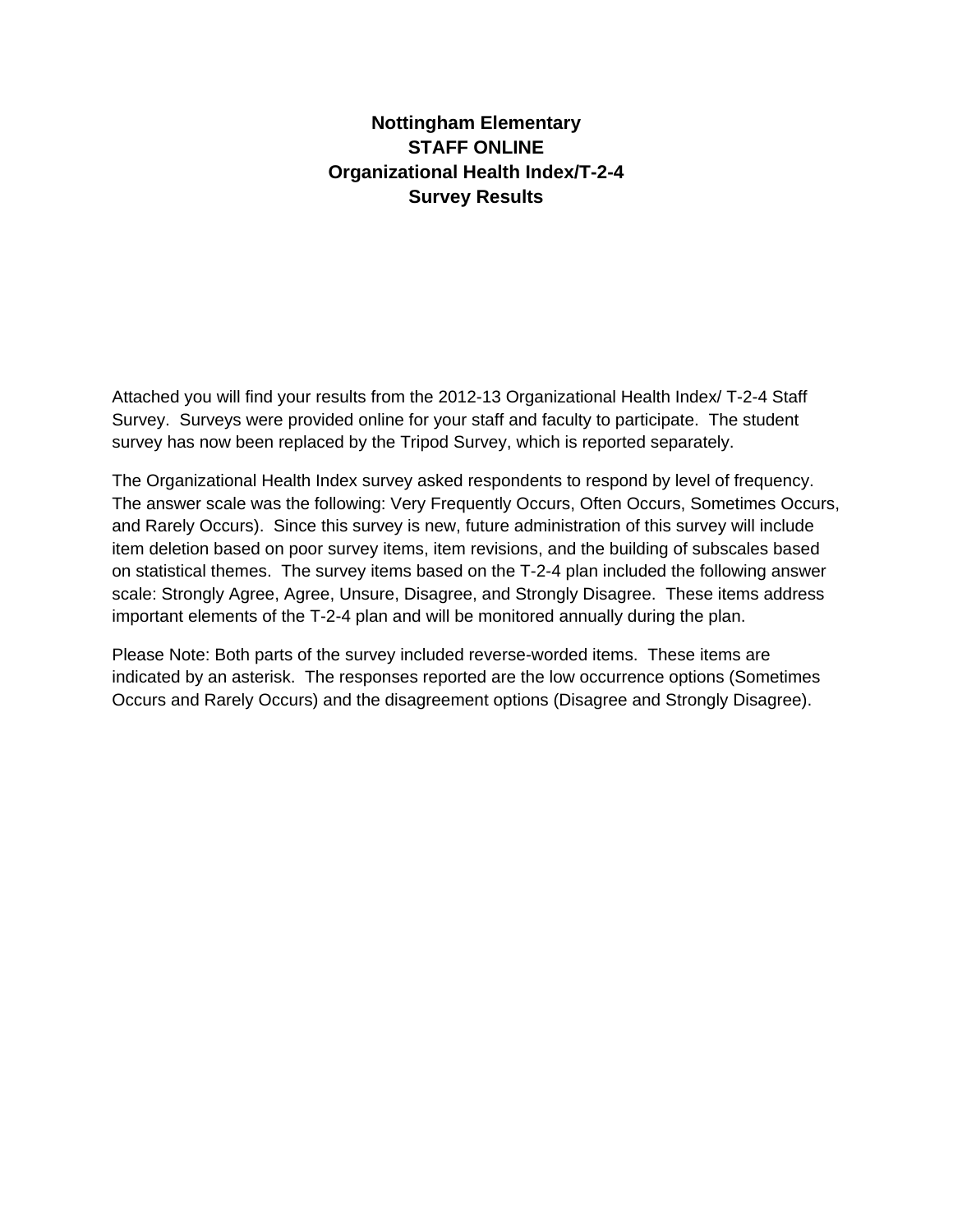# Nottingham Elementary
# STAFF ONLINE
# Organizational Health Index/T-2-4
# Survey Results

Attached you will find your results from the 2012-13 Organizational Health Index/ T-2-4 Staff Survey. Surveys were provided online for your staff and faculty to participate. The student survey has now been replaced by the Tripod Survey, which is reported separately.

The Organizational Health Index survey asked respondents to respond by level of frequency. The answer scale was the following: Very Frequently Occurs, Often Occurs, Sometimes Occurs, and Rarely Occurs). Since this survey is new, future administration of this survey will include item deletion based on poor survey items, item revisions, and the building of subscales based on statistical themes. The survey items based on the T-2-4 plan included the following answer scale: Strongly Agree, Agree, Unsure, Disagree, and Strongly Disagree. These items address important elements of the T-2-4 plan and will be monitored annually during the plan.

Please Note: Both parts of the survey included reverse-worded items. These items are indicated by an asterisk. The responses reported are the low occurrence options (Sometimes Occurs and Rarely Occurs) and the disagreement options (Disagree and Strongly Disagree).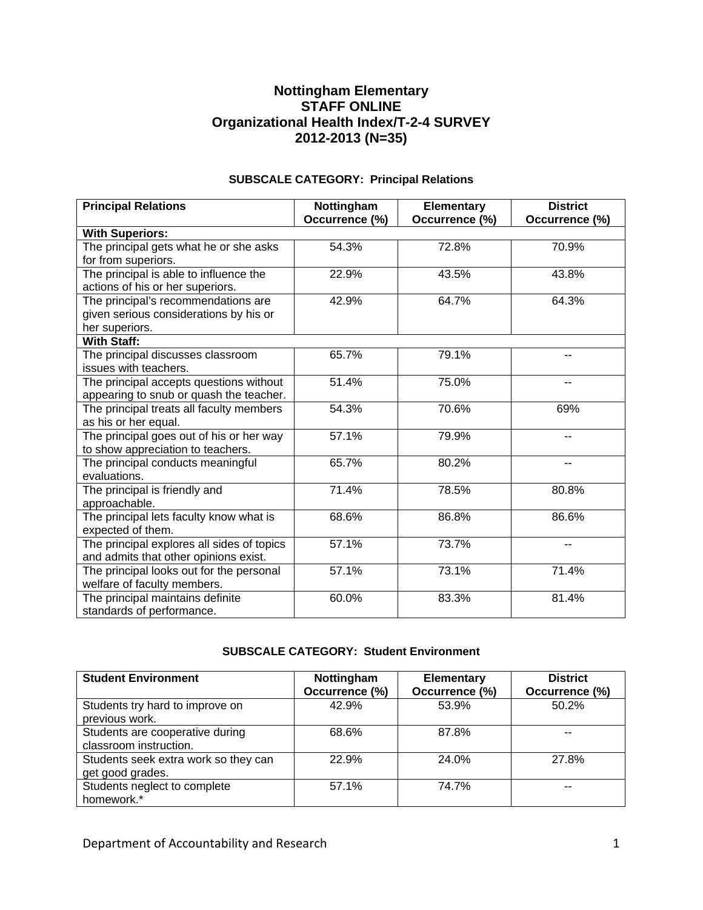# Nottingham Elementary
# STAFF ONLINE
# Organizational Health Index/T-2-4 SURVEY
# 2012-2013 (N=35)

### SUBSCALE CATEGORY: Principal Relations

| Principal Relations | Nottingham Occurrence (%) | Elementary Occurrence (%) | District Occurrence (%) |
|---|---|---|---|
| **With Superiors:** | | | |
| The principal gets what he or she asks for from superiors. | 54.3% | 72.8% | 70.9% |
| The principal is able to influence the actions of his or her superiors. | 22.9% | 43.5% | 43.8% |
| The principal's recommendations are given serious considerations by his or her superiors. | 42.9% | 64.7% | 64.3% |
| **With Staff:** | | | |
| The principal discusses classroom issues with teachers. | 65.7% | 79.1% | -- |
| The principal accepts questions without appearing to snub or quash the teacher. | 51.4% | 75.0% | -- |
| The principal treats all faculty members as his or her equal. | 54.3% | 70.6% | 69% |
| The principal goes out of his or her way to show appreciation to teachers. | 57.1% | 79.9% | -- |
| The principal conducts meaningful evaluations. | 65.7% | 80.2% | -- |
| The principal is friendly and approachable. | 71.4% | 78.5% | 80.8% |
| The principal lets faculty know what is expected of them. | 68.6% | 86.8% | 86.6% |
| The principal explores all sides of topics and admits that other opinions exist. | 57.1% | 73.7% | -- |
| The principal looks out for the personal welfare of faculty members. | 57.1% | 73.1% | 71.4% |
| The principal maintains definite standards of performance. | 60.0% | 83.3% | 81.4% |

### SUBSCALE CATEGORY: Student Environment

| Student Environment | Nottingham Occurrence (%) | Elementary Occurrence (%) | District Occurrence (%) |
|---|---|---|---|
| Students try hard to improve on previous work. | 42.9% | 53.9% | 50.2% |
| Students are cooperative during classroom instruction. | 68.6% | 87.8% | -- |
| Students seek extra work so they can get good grades. | 22.9% | 24.0% | 27.8% |
| Students neglect to complete homework.* | 57.1% | 74.7% | -- |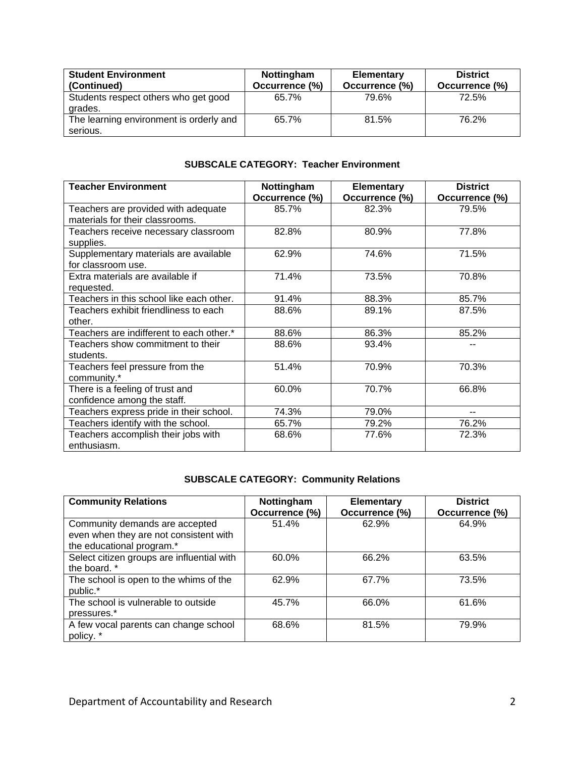| Student Environment (Continued) | Nottingham Occurrence (%) | Elementary Occurrence (%) | District Occurrence (%) |
|---|---|---|---|
| Students respect others who get good grades. | 65.7% | 79.6% | 72.5% |
| The learning environment is orderly and serious. | 65.7% | 81.5% | 76.2% |

### SUBSCALE CATEGORY: Teacher Environment

| Teacher Environment | Nottingham Occurrence (%) | Elementary Occurrence (%) | District Occurrence (%) |
|---|---|---|---|
| Teachers are provided with adequate materials for their classrooms. | 85.7% | 82.3% | 79.5% |
| Teachers receive necessary classroom supplies. | 82.8% | 80.9% | 77.8% |
| Supplementary materials are available for classroom use. | 62.9% | 74.6% | 71.5% |
| Extra materials are available if requested. | 71.4% | 73.5% | 70.8% |
| Teachers in this school like each other. | 91.4% | 88.3% | 85.7% |
| Teachers exhibit friendliness to each other. | 88.6% | 89.1% | 87.5% |
| Teachers are indifferent to each other.* | 88.6% | 86.3% | 85.2% |
| Teachers show commitment to their students. | 88.6% | 93.4% | -- |
| Teachers feel pressure from the community.* | 51.4% | 70.9% | 70.3% |
| There is a feeling of trust and confidence among the staff. | 60.0% | 70.7% | 66.8% |
| Teachers express pride in their school. | 74.3% | 79.0% | -- |
| Teachers identify with the school. | 65.7% | 79.2% | 76.2% |
| Teachers accomplish their jobs with enthusiasm. | 68.6% | 77.6% | 72.3% |

### SUBSCALE CATEGORY: Community Relations

| Community Relations | Nottingham Occurrence (%) | Elementary Occurrence (%) | District Occurrence (%) |
|---|---|---|---|
| Community demands are accepted even when they are not consistent with the educational program.* | 51.4% | 62.9% | 64.9% |
| Select citizen groups are influential with the board. * | 60.0% | 66.2% | 63.5% |
| The school is open to the whims of the public.* | 62.9% | 67.7% | 73.5% |
| The school is vulnerable to outside pressures.* | 45.7% | 66.0% | 61.6% |
| A few vocal parents can change school policy. * | 68.6% | 81.5% | 79.9% |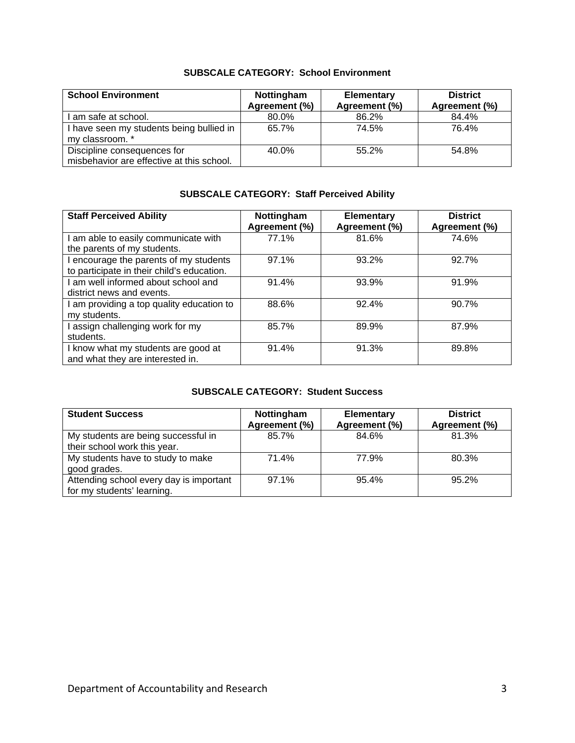### SUBSCALE CATEGORY: School Environment

| School Environment | Nottingham Agreement (%) | Elementary Agreement (%) | District Agreement (%) |
|---|---|---|---|
| I am safe at school. | 80.0% | 86.2% | 84.4% |
| I have seen my students being bullied in my classroom. * | 65.7% | 74.5% | 76.4% |
| Discipline consequences for misbehavior are effective at this school. | 40.0% | 55.2% | 54.8% |

### SUBSCALE CATEGORY: Staff Perceived Ability

| Staff Perceived Ability | Nottingham Agreement (%) | Elementary Agreement (%) | District Agreement (%) |
|---|---|---|---|
| I am able to easily communicate with the parents of my students. | 77.1% | 81.6% | 74.6% |
| I encourage the parents of my students to participate in their child's education. | 97.1% | 93.2% | 92.7% |
| I am well informed about school and district news and events. | 91.4% | 93.9% | 91.9% |
| I am providing a top quality education to my students. | 88.6% | 92.4% | 90.7% |
| I assign challenging work for my students. | 85.7% | 89.9% | 87.9% |
| I know what my students are good at and what they are interested in. | 91.4% | 91.3% | 89.8% |

### SUBSCALE CATEGORY: Student Success

| Student Success | Nottingham Agreement (%) | Elementary Agreement (%) | District Agreement (%) |
|---|---|---|---|
| My students are being successful in their school work this year. | 85.7% | 84.6% | 81.3% |
| My students have to study to make good grades. | 71.4% | 77.9% | 80.3% |
| Attending school every day is important for my students' learning. | 97.1% | 95.4% | 95.2% |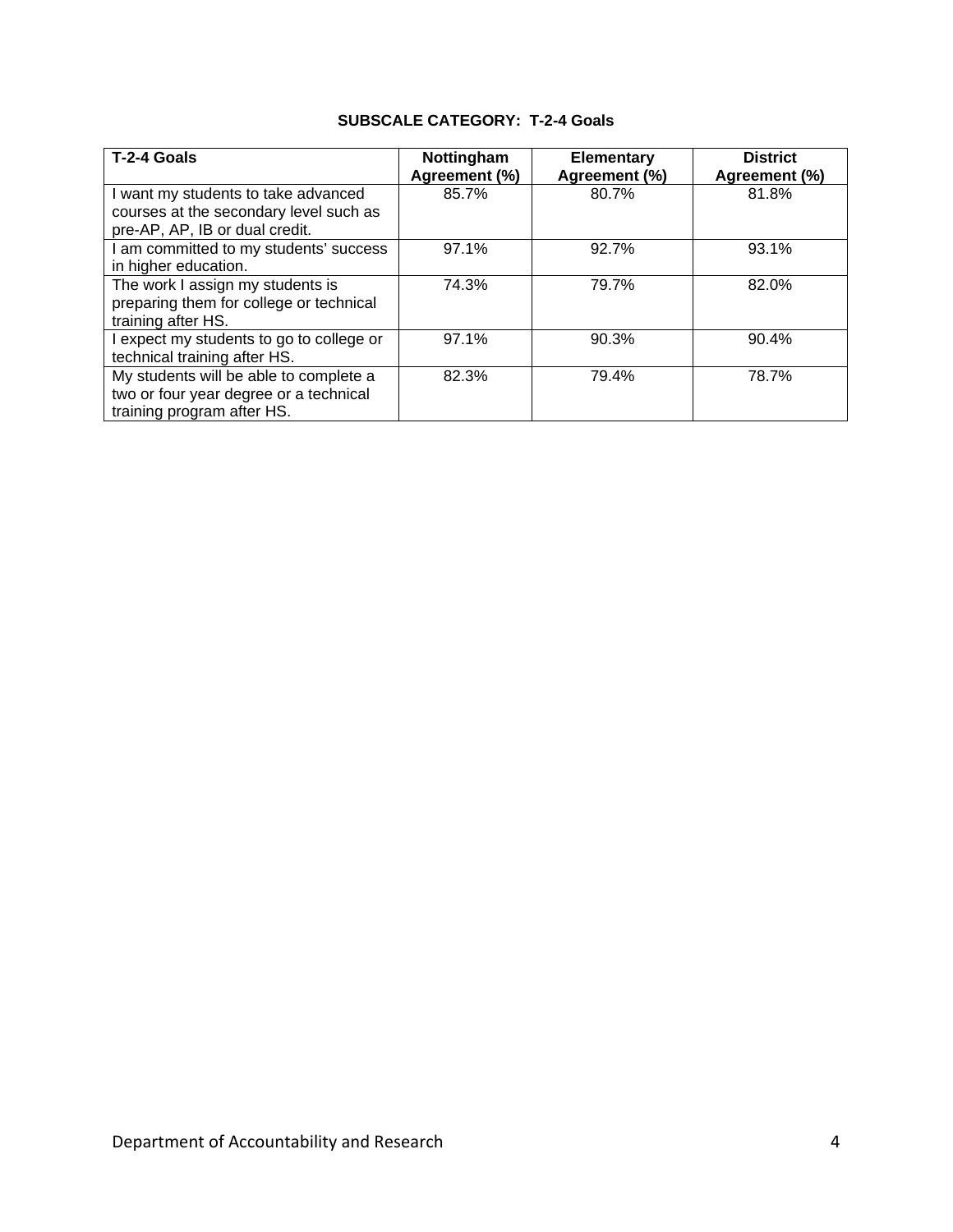**SUBSCALE CATEGORY: T-2-4 Goals**

| T-2-4 Goals | Nottingham Agreement (%) | Elementary Agreement (%) | District Agreement (%) |
|---|---|---|---|
| I want my students to take advanced courses at the secondary level such as pre-AP, AP, IB or dual credit. | 85.7% | 80.7% | 81.8% |
| I am committed to my students' success in higher education. | 97.1% | 92.7% | 93.1% |
| The work I assign my students is preparing them for college or technical training after HS. | 74.3% | 79.7% | 82.0% |
| I expect my students to go to college or technical training after HS. | 97.1% | 90.3% | 90.4% |
| My students will be able to complete a two or four year degree or a technical training program after HS. | 82.3% | 79.4% | 78.7% |